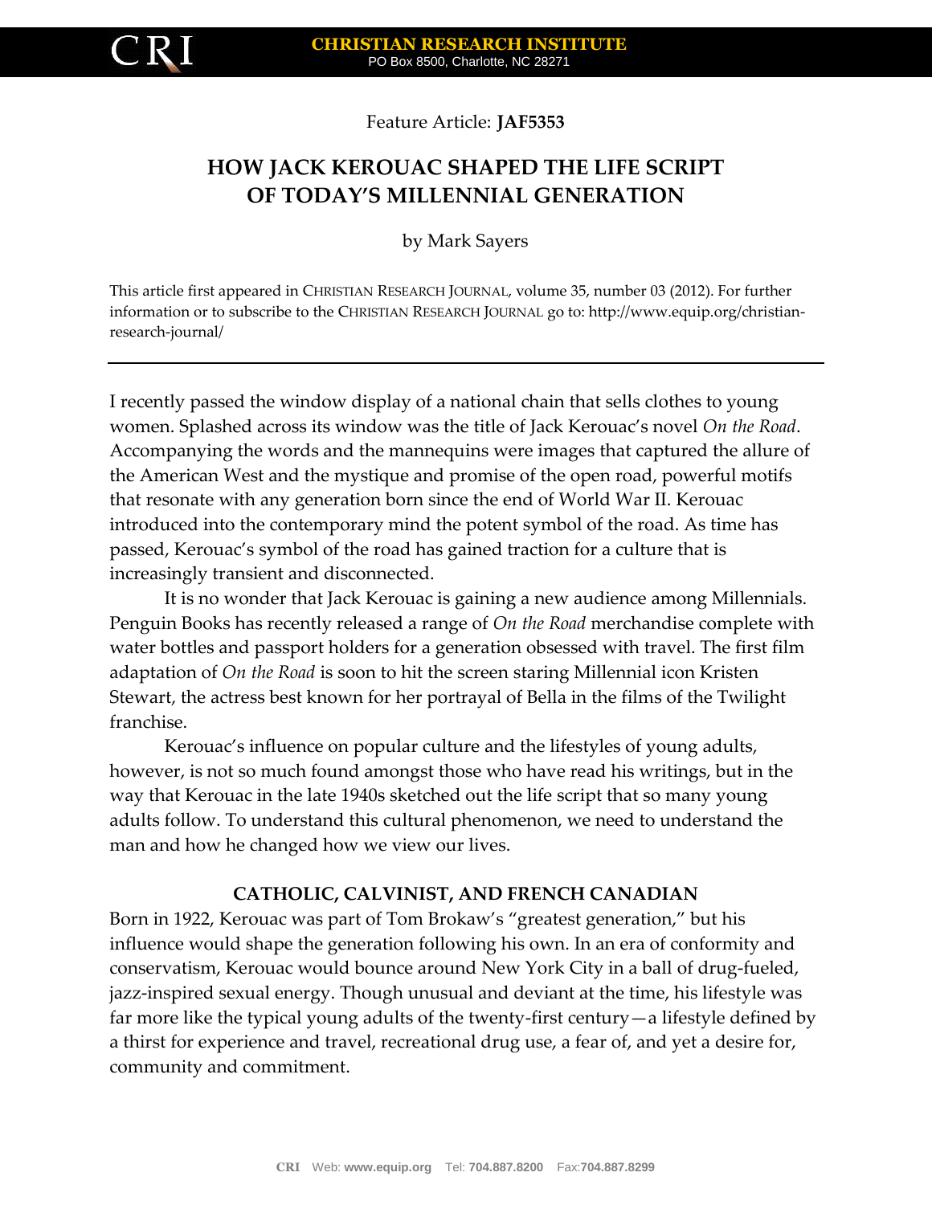Feature Article: **JAF5353**

# HOW JACK KEROUAC SHAPED THE LIFE SCRIPT OF TODAY'S MILLENNIAL GENERATION

by Mark Sayers

This article first appeared in CHRISTIAN RESEARCH JOURNAL, volume 35, number 03 (2012). For further information or to subscribe to the CHRISTIAN RESEARCH JOURNAL go to: http://www.equip.org/christian-research-journal/

---

I recently passed the window display of a national chain that sells clothes to young women. Splashed across its window was the title of Jack Kerouac's novel *On the Road*. Accompanying the words and the mannequins were images that captured the allure of the American West and the mystique and promise of the open road, powerful motifs that resonate with any generation born since the end of World War II. Kerouac introduced into the contemporary mind the potent symbol of the road. As time has passed, Kerouac's symbol of the road has gained traction for a culture that is increasingly transient and disconnected.

It is no wonder that Jack Kerouac is gaining a new audience among Millennials. Penguin Books has recently released a range of *On the Road* merchandise complete with water bottles and passport holders for a generation obsessed with travel. The first film adaptation of *On the Road* is soon to hit the screen staring Millennial icon Kristen Stewart, the actress best known for her portrayal of Bella in the films of the Twilight franchise.

Kerouac's influence on popular culture and the lifestyles of young adults, however, is not so much found amongst those who have read his writings, but in the way that Kerouac in the late 1940s sketched out the life script that so many young adults follow. To understand this cultural phenomenon, we need to understand the man and how he changed how we view our lives.

## CATHOLIC, CALVINIST, AND FRENCH CANADIAN

Born in 1922, Kerouac was part of Tom Brokaw's "greatest generation," but his influence would shape the generation following his own. In an era of conformity and conservatism, Kerouac would bounce around New York City in a ball of drug-fueled, jazz-inspired sexual energy. Though unusual and deviant at the time, his lifestyle was far more like the typical young adults of the twenty-first century—a lifestyle defined by a thirst for experience and travel, recreational drug use, a fear of, and yet a desire for, community and commitment.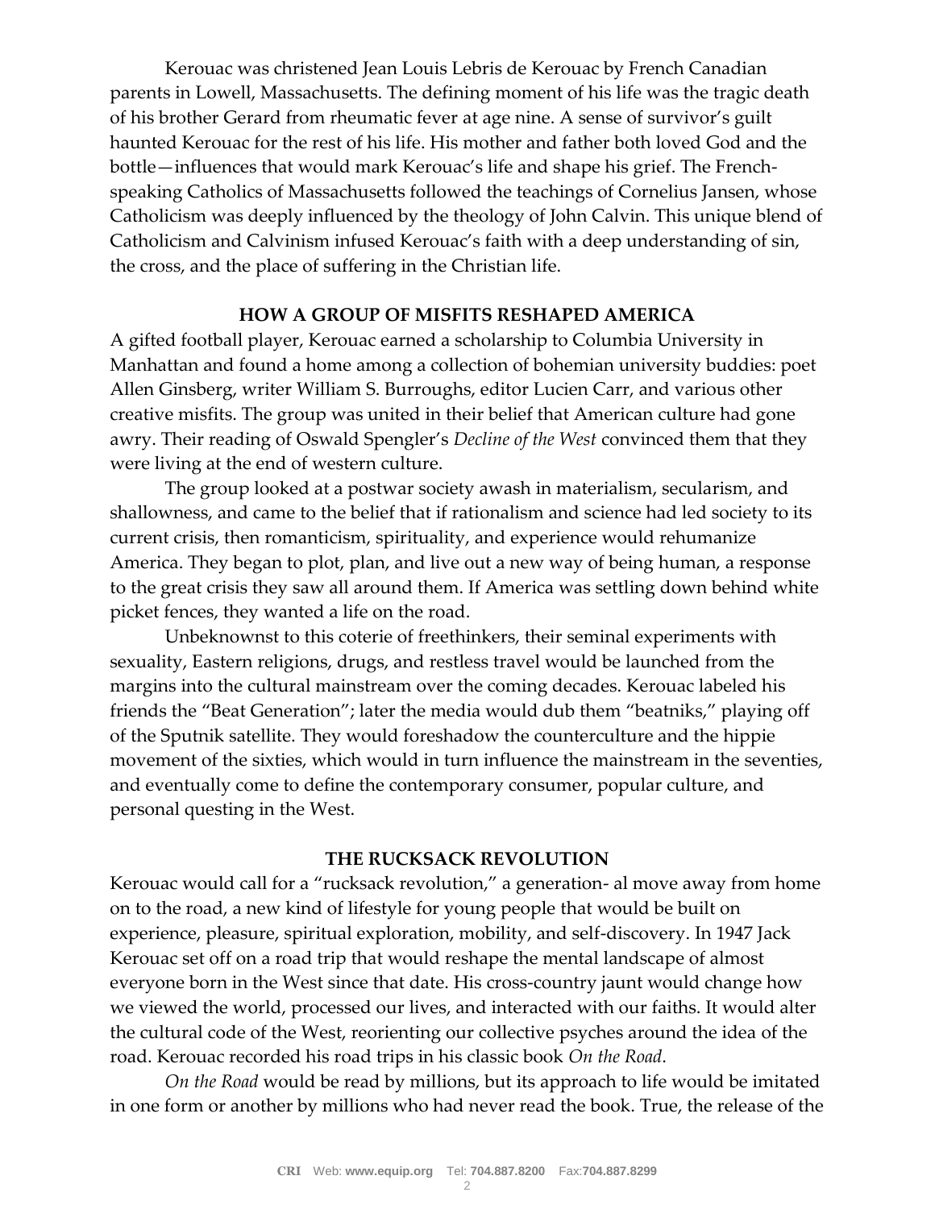Kerouac was christened Jean Louis Lebris de Kerouac by French Canadian parents in Lowell, Massachusetts. The defining moment of his life was the tragic death of his brother Gerard from rheumatic fever at age nine. A sense of survivor's guilt haunted Kerouac for the rest of his life. His mother and father both loved God and the bottle—influences that would mark Kerouac's life and shape his grief. The French-speaking Catholics of Massachusetts followed the teachings of Cornelius Jansen, whose Catholicism was deeply influenced by the theology of John Calvin. This unique blend of Catholicism and Calvinism infused Kerouac's faith with a deep understanding of sin, the cross, and the place of suffering in the Christian life.

## HOW A GROUP OF MISFITS RESHAPED AMERICA

A gifted football player, Kerouac earned a scholarship to Columbia University in Manhattan and found a home among a collection of bohemian university buddies: poet Allen Ginsberg, writer William S. Burroughs, editor Lucien Carr, and various other creative misfits. The group was united in their belief that American culture had gone awry. Their reading of Oswald Spengler's *Decline of the West* convinced them that they were living at the end of western culture.

The group looked at a postwar society awash in materialism, secularism, and shallowness, and came to the belief that if rationalism and science had led society to its current crisis, then romanticism, spirituality, and experience would rehumanize America. They began to plot, plan, and live out a new way of being human, a response to the great crisis they saw all around them. If America was settling down behind white picket fences, they wanted a life on the road.

Unbeknownst to this coterie of freethinkers, their seminal experiments with sexuality, Eastern religions, drugs, and restless travel would be launched from the margins into the cultural mainstream over the coming decades. Kerouac labeled his friends the "Beat Generation"; later the media would dub them "beatniks," playing off of the Sputnik satellite. They would foreshadow the counterculture and the hippie movement of the sixties, which would in turn influence the mainstream in the seventies, and eventually come to define the contemporary consumer, popular culture, and personal questing in the West.

## THE RUCKSACK REVOLUTION

Kerouac would call for a "rucksack revolution," a generation- al move away from home on to the road, a new kind of lifestyle for young people that would be built on experience, pleasure, spiritual exploration, mobility, and self-discovery. In 1947 Jack Kerouac set off on a road trip that would reshape the mental landscape of almost everyone born in the West since that date. His cross-country jaunt would change how we viewed the world, processed our lives, and interacted with our faiths. It would alter the cultural code of the West, reorienting our collective psyches around the idea of the road. Kerouac recorded his road trips in his classic book *On the Road*.

*On the Road* would be read by millions, but its approach to life would be imitated in one form or another by millions who had never read the book. True, the release of the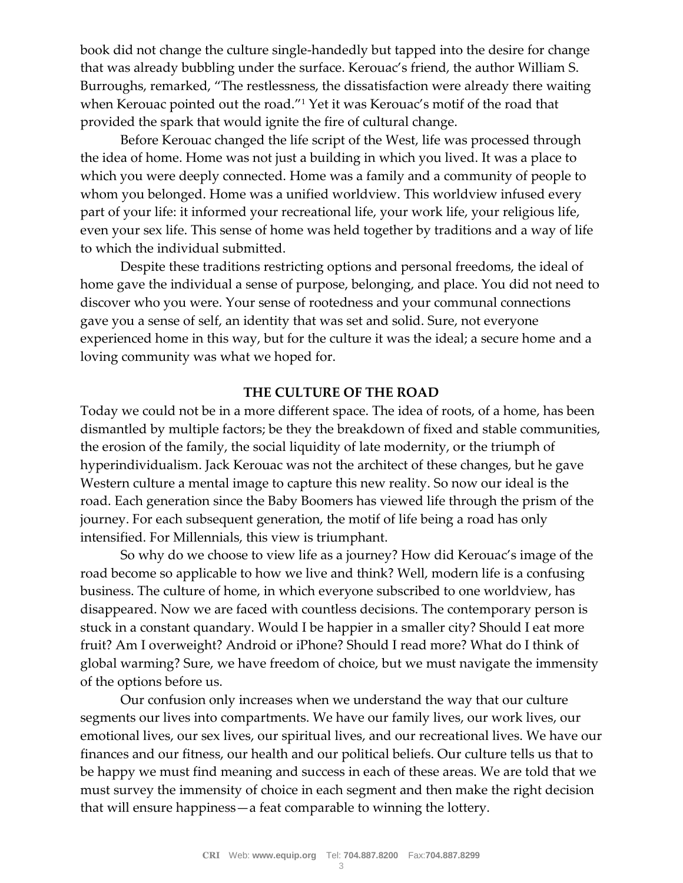book did not change the culture single-handedly but tapped into the desire for change that was already bubbling under the surface. Kerouac's friend, the author William S. Burroughs, remarked, "The restlessness, the dissatisfaction were already there waiting when Kerouac pointed out the road."[1] Yet it was Kerouac's motif of the road that provided the spark that would ignite the fire of cultural change.

Before Kerouac changed the life script of the West, life was processed through the idea of home. Home was not just a building in which you lived. It was a place to which you were deeply connected. Home was a family and a community of people to whom you belonged. Home was a unified worldview. This worldview infused every part of your life: it informed your recreational life, your work life, your religious life, even your sex life. This sense of home was held together by traditions and a way of life to which the individual submitted.

Despite these traditions restricting options and personal freedoms, the ideal of home gave the individual a sense of purpose, belonging, and place. You did not need to discover who you were. Your sense of rootedness and your communal connections gave you a sense of self, an identity that was set and solid. Sure, not everyone experienced home in this way, but for the culture it was the ideal; a secure home and a loving community was what we hoped for.

## THE CULTURE OF THE ROAD

Today we could not be in a more different space. The idea of roots, of a home, has been dismantled by multiple factors; be they the breakdown of fixed and stable communities, the erosion of the family, the social liquidity of late modernity, or the triumph of hyperindividualism. Jack Kerouac was not the architect of these changes, but he gave Western culture a mental image to capture this new reality. So now our ideal is the road. Each generation since the Baby Boomers has viewed life through the prism of the journey. For each subsequent generation, the motif of life being a road has only intensified. For Millennials, this view is triumphant.

So why do we choose to view life as a journey? How did Kerouac's image of the road become so applicable to how we live and think? Well, modern life is a confusing business. The culture of home, in which everyone subscribed to one worldview, has disappeared. Now we are faced with countless decisions. The contemporary person is stuck in a constant quandary. Would I be happier in a smaller city? Should I eat more fruit? Am I overweight? Android or iPhone? Should I read more? What do I think of global warming? Sure, we have freedom of choice, but we must navigate the immensity of the options before us.

Our confusion only increases when we understand the way that our culture segments our lives into compartments. We have our family lives, our work lives, our emotional lives, our sex lives, our spiritual lives, and our recreational lives. We have our finances and our fitness, our health and our political beliefs. Our culture tells us that to be happy we must find meaning and success in each of these areas. We are told that we must survey the immensity of choice in each segment and then make the right decision that will ensure happiness—a feat comparable to winning the lottery.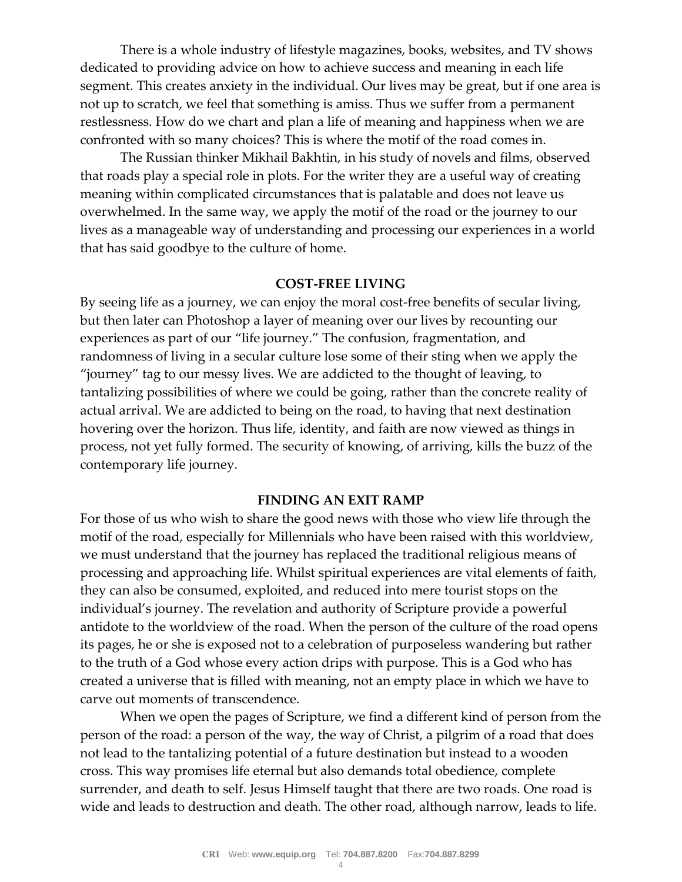There is a whole industry of lifestyle magazines, books, websites, and TV shows dedicated to providing advice on how to achieve success and meaning in each life segment. This creates anxiety in the individual. Our lives may be great, but if one area is not up to scratch, we feel that something is amiss. Thus we suffer from a permanent restlessness. How do we chart and plan a life of meaning and happiness when we are confronted with so many choices? This is where the motif of the road comes in.

The Russian thinker Mikhail Bakhtin, in his study of novels and films, observed that roads play a special role in plots. For the writer they are a useful way of creating meaning within complicated circumstances that is palatable and does not leave us overwhelmed. In the same way, we apply the motif of the road or the journey to our lives as a manageable way of understanding and processing our experiences in a world that has said goodbye to the culture of home.

## COST-FREE LIVING

By seeing life as a journey, we can enjoy the moral cost-free benefits of secular living, but then later can Photoshop a layer of meaning over our lives by recounting our experiences as part of our "life journey." The confusion, fragmentation, and randomness of living in a secular culture lose some of their sting when we apply the "journey" tag to our messy lives. We are addicted to the thought of leaving, to tantalizing possibilities of where we could be going, rather than the concrete reality of actual arrival. We are addicted to being on the road, to having that next destination hovering over the horizon. Thus life, identity, and faith are now viewed as things in process, not yet fully formed. The security of knowing, of arriving, kills the buzz of the contemporary life journey.

## FINDING AN EXIT RAMP

For those of us who wish to share the good news with those who view life through the motif of the road, especially for Millennials who have been raised with this worldview, we must understand that the journey has replaced the traditional religious means of processing and approaching life. Whilst spiritual experiences are vital elements of faith, they can also be consumed, exploited, and reduced into mere tourist stops on the individual's journey. The revelation and authority of Scripture provide a powerful antidote to the worldview of the road. When the person of the culture of the road opens its pages, he or she is exposed not to a celebration of purposeless wandering but rather to the truth of a God whose every action drips with purpose. This is a God who has created a universe that is filled with meaning, not an empty place in which we have to carve out moments of transcendence.

When we open the pages of Scripture, we find a different kind of person from the person of the road: a person of the way, the way of Christ, a pilgrim of a road that does not lead to the tantalizing potential of a future destination but instead to a wooden cross. This way promises life eternal but also demands total obedience, complete surrender, and death to self. Jesus Himself taught that there are two roads. One road is wide and leads to destruction and death. The other road, although narrow, leads to life.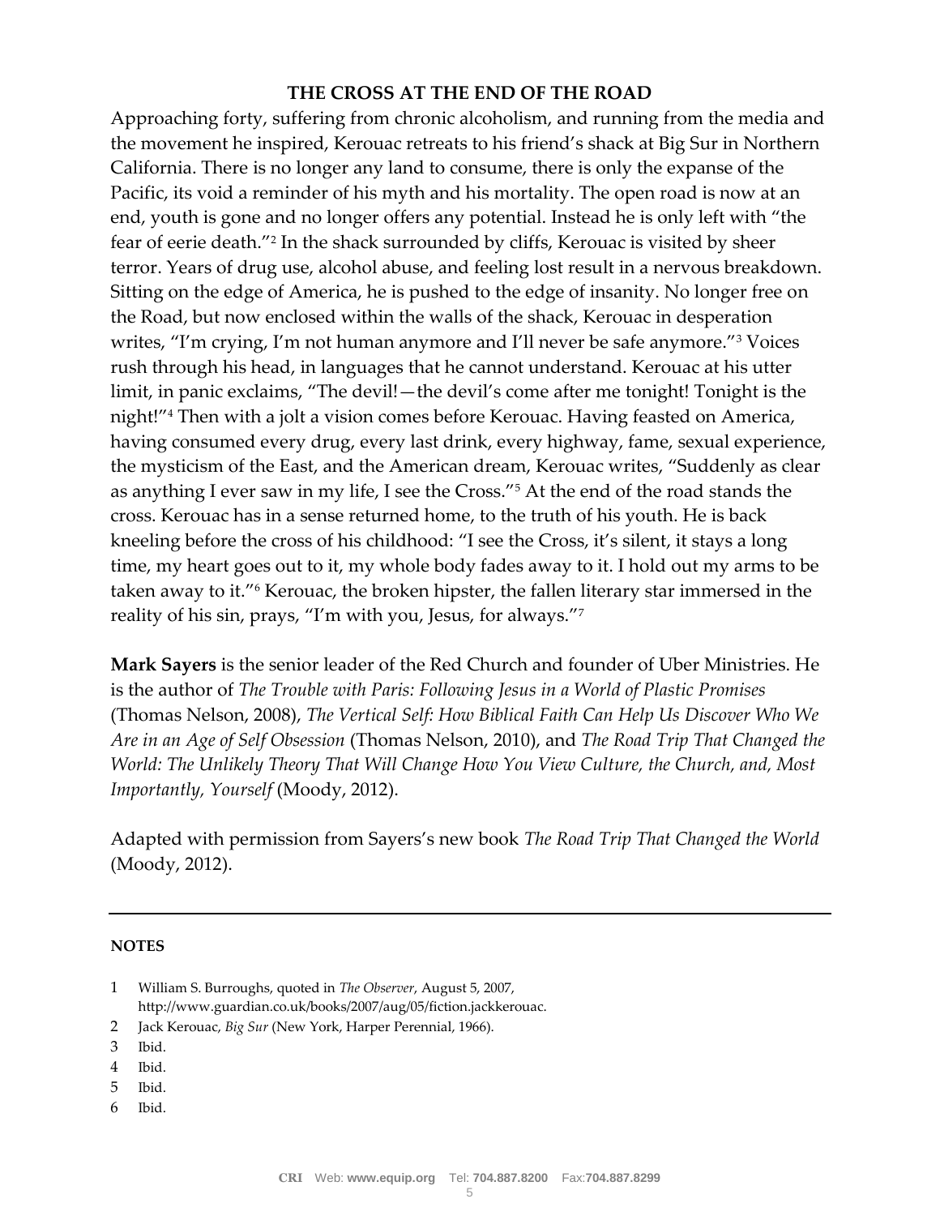**THE CROSS AT THE END OF THE ROAD**

Approaching forty, suffering from chronic alcoholism, and running from the media and the movement he inspired, Kerouac retreats to his friend's shack at Big Sur in Northern California. There is no longer any land to consume, there is only the expanse of the Pacific, its void a reminder of his myth and his mortality. The open road is now at an end, youth is gone and no longer offers any potential. Instead he is only left with "the fear of eerie death."[2] In the shack surrounded by cliffs, Kerouac is visited by sheer terror. Years of drug use, alcohol abuse, and feeling lost result in a nervous breakdown. Sitting on the edge of America, he is pushed to the edge of insanity. No longer free on the Road, but now enclosed within the walls of the shack, Kerouac in desperation writes, "I'm crying, I'm not human anymore and I'll never be safe anymore."[3] Voices rush through his head, in languages that he cannot understand. Kerouac at his utter limit, in panic exclaims, "The devil!—the devil's come after me tonight! Tonight is the night!"[4] Then with a jolt a vision comes before Kerouac. Having feasted on America, having consumed every drug, every last drink, every highway, fame, sexual experience, the mysticism of the East, and the American dream, Kerouac writes, "Suddenly as clear as anything I ever saw in my life, I see the Cross."[5] At the end of the road stands the cross. Kerouac has in a sense returned home, to the truth of his youth. He is back kneeling before the cross of his childhood: "I see the Cross, it's silent, it stays a long time, my heart goes out to it, my whole body fades away to it. I hold out my arms to be taken away to it."[6] Kerouac, the broken hipster, the fallen literary star immersed in the reality of his sin, prays, "I'm with you, Jesus, for always."[7]

**Mark Sayers** is the senior leader of the Red Church and founder of Uber Ministries. He is the author of *The Trouble with Paris: Following Jesus in a World of Plastic Promises* (Thomas Nelson, 2008), *The Vertical Self: How Biblical Faith Can Help Us Discover Who We Are in an Age of Self Obsession* (Thomas Nelson, 2010), and *The Road Trip That Changed the World: The Unlikely Theory That Will Change How You View Culture, the Church, and, Most Importantly, Yourself* (Moody, 2012).

Adapted with permission from Sayers's new book *The Road Trip That Changed the World* (Moody, 2012).

---

**NOTES**

1. William S. Burroughs, quoted in *The Observer*, August 5, 2007, http://www.guardian.co.uk/books/2007/aug/05/fiction.jackkerouac.
2. Jack Kerouac, *Big Sur* (New York, Harper Perennial, 1966).
3. Ibid.
4. Ibid.
5. Ibid.
6. Ibid.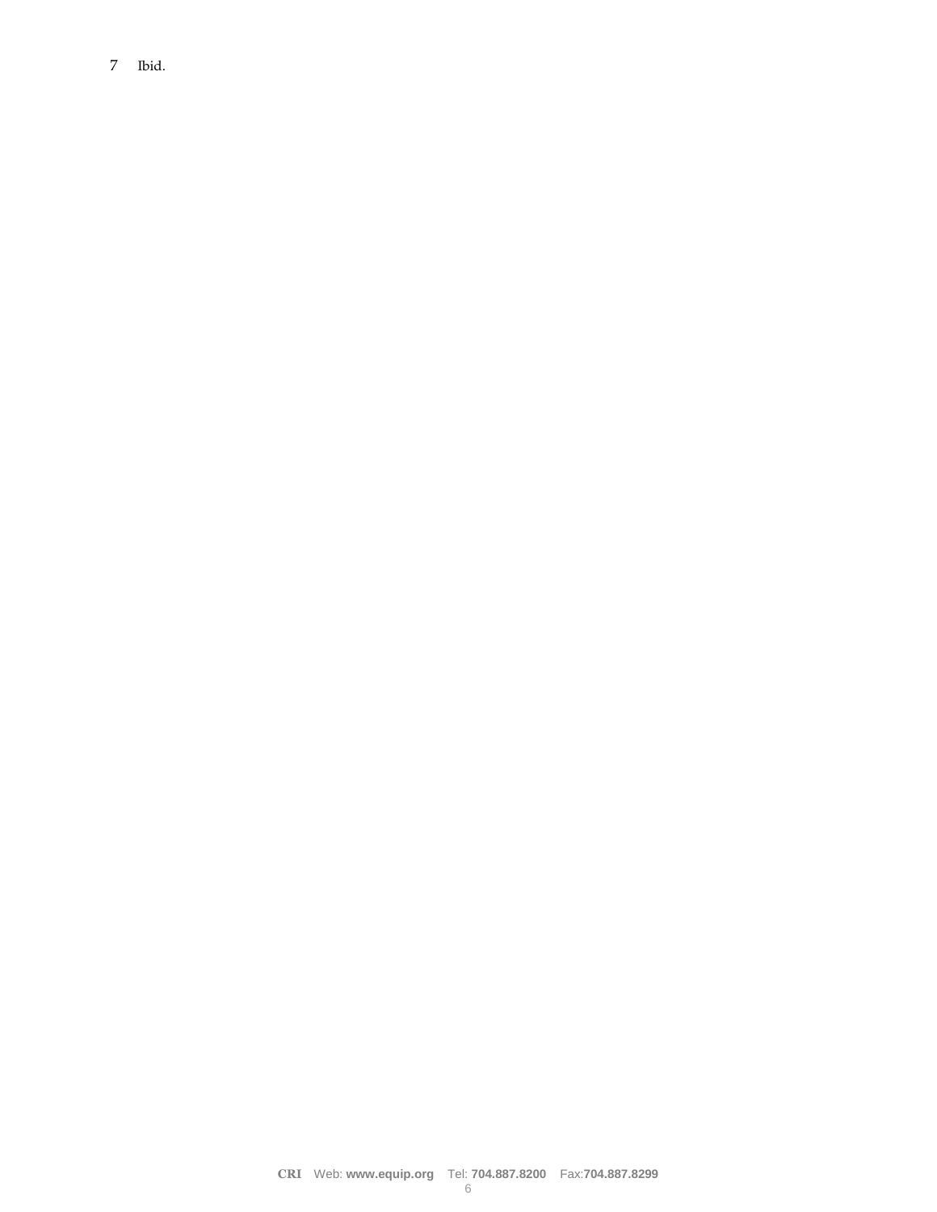7 Ibid.